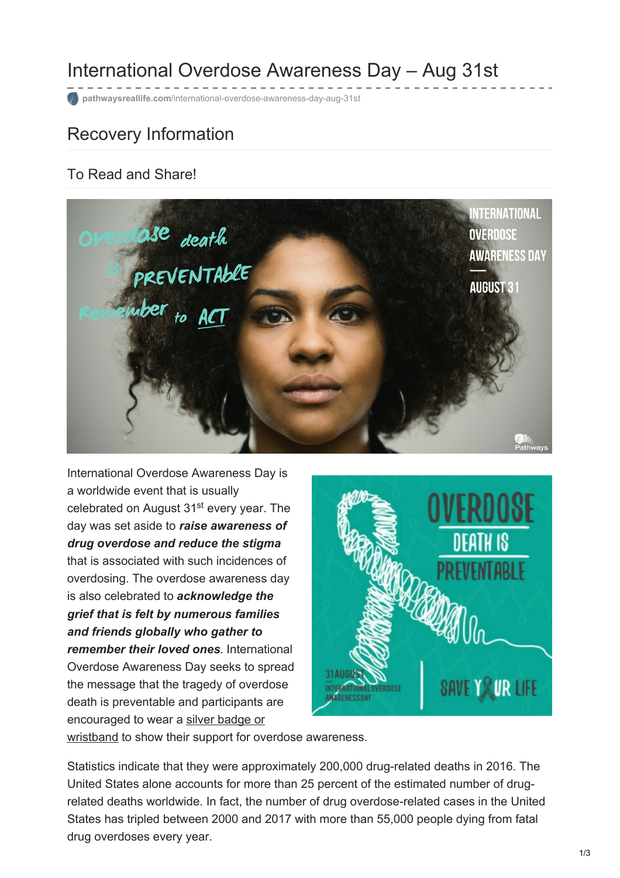# International Overdose Awareness Day – Aug 31st

pathwaysreallife.com/international-overdose-awareness-day-aug-31st

## Recovery Information

### To Read and Share!

International Overdose Awareness Day is a worldwide event that is usually celebrated on August 31st every year. The day was set aside to ***raise awareness of drug overdose and reduce the stigma*** that is associated with such incidences of overdosing. The overdose awareness day is also celebrated to ***acknowledge the grief that is felt by numerous families and friends globally who gather to remember their loved ones***. International Overdose Awareness Day seeks to spread the message that the tragedy of overdose death is preventable and participants are encouraged to wear a silver badge or wristband to show their support for overdose awareness.

Statistics indicate that they were approximately 200,000 drug-related deaths in 2016. The United States alone accounts for more than 25 percent of the estimated number of drug-related deaths worldwide. In fact, the number of drug overdose-related cases in the United States has tripled between 2000 and 2017 with more than 55,000 people dying from fatal drug overdoses every year.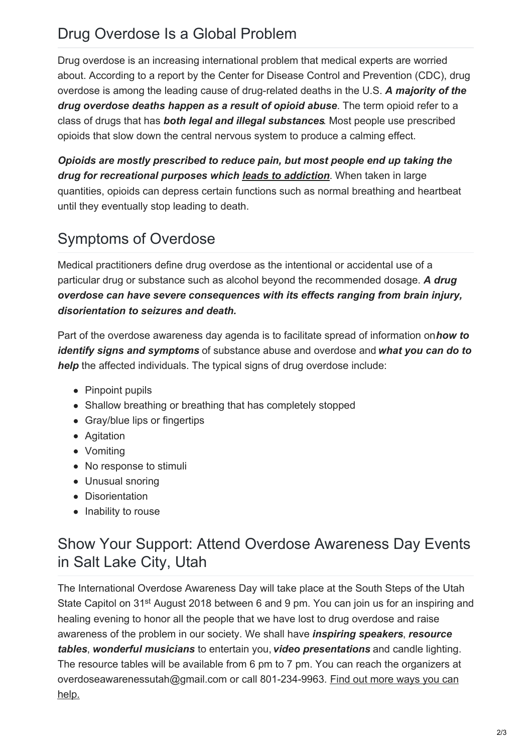## Drug Overdose Is a Global Problem

Drug overdose is an increasing international problem that medical experts are worried about. According to a report by the Center for Disease Control and Prevention (CDC), drug overdose is among the leading cause of drug-related deaths in the U.S. ***A majority of the drug overdose deaths happen as a result of opioid abuse***. The term opioid refer to a class of drugs that has ***both legal and illegal substances***. Most people use prescribed opioids that slow down the central nervous system to produce a calming effect.

***Opioids are mostly prescribed to reduce pain, but most people end up taking the drug for recreational purposes which leads to addiction***. When taken in large quantities, opioids can depress certain functions such as normal breathing and heartbeat until they eventually stop leading to death.

## Symptoms of Overdose

Medical practitioners define drug overdose as the intentional or accidental use of a particular drug or substance such as alcohol beyond the recommended dosage. ***A drug overdose can have severe consequences with its effects ranging from brain injury, disorientation to seizures and death.***

Part of the overdose awareness day agenda is to facilitate spread of information on ***how to identify signs and symptoms*** of substance abuse and overdose and ***what you can do to help*** the affected individuals. The typical signs of drug overdose include:

- Pinpoint pupils
- Shallow breathing or breathing that has completely stopped
- Gray/blue lips or fingertips
- Agitation
- Vomiting
- No response to stimuli
- Unusual snoring
- Disorientation
- Inability to rouse

## Show Your Support: Attend Overdose Awareness Day Events in Salt Lake City, Utah

The International Overdose Awareness Day will take place at the South Steps of the Utah State Capitol on 31st August 2018 between 6 and 9 pm. You can join us for an inspiring and healing evening to honor all the people that we have lost to drug overdose and raise awareness of the problem in our society. We shall have ***inspiring speakers***, ***resource tables***, ***wonderful musicians*** to entertain you, ***video presentations*** and candle lighting. The resource tables will be available from 6 pm to 7 pm. You can reach the organizers at overdoseawarenessutah@gmail.com or call 801-234-9963. Find out more ways you can help.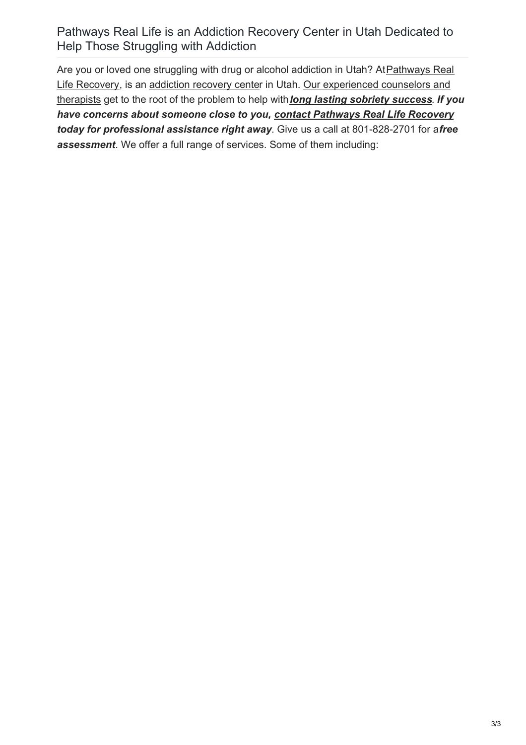## Pathways Real Life is an Addiction Recovery Center in Utah Dedicated to Help Those Struggling with Addiction

Are you or loved one struggling with drug or alcohol addiction in Utah? AtPathways Real Life Recovery, is an addiction recovery center in Utah. Our experienced counselors and therapists get to the root of the problem to help with ***long lasting sobriety success***. ***If you have concerns about someone close to you, contact Pathways Real Life Recovery today for professional assistance right away***. Give us a call at 801-828-2701 for a***free assessment***. We offer a full range of services. Some of them including: